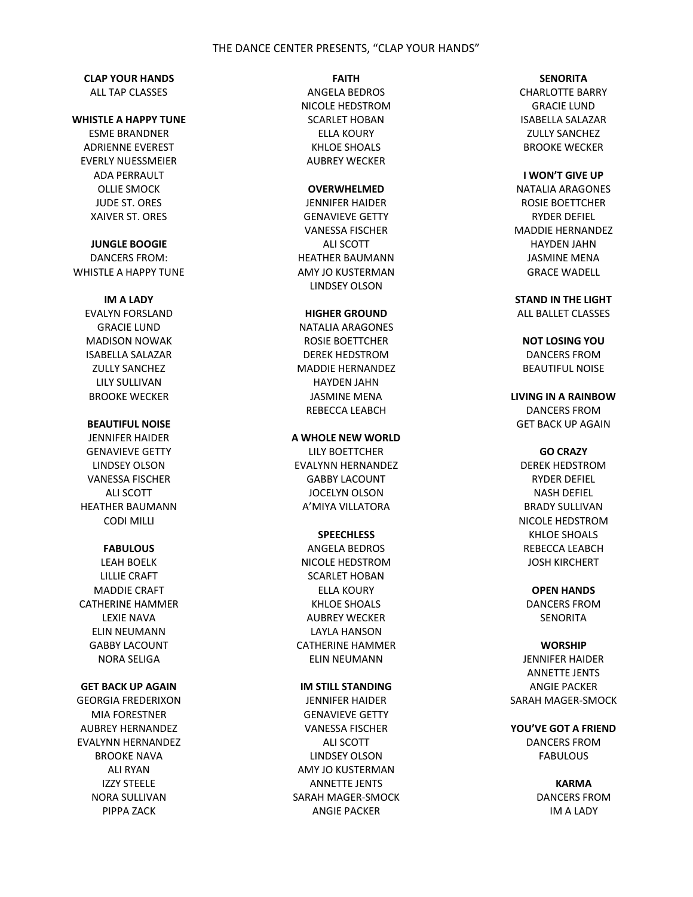# THE DANCE CENTER PRESENTS, "CLAP YOUR HANDS"

**CLAP YOUR HANDS**
ALL TAP CLASSES

**WHISTLE A HAPPY TUNE**
ESME BRANDNER
ADRIENNE EVEREST
EVERLY NUESSMEIER
ADA PERRAULT
OLLIE SMOCK
JUDE ST. ORES
XAIVER ST. ORES

**JUNGLE BOOGIE**
DANCERS FROM:
WHISTLE A HAPPY TUNE

**IM A LADY**
EVALYN FORSLAND
GRACIE LUND
MADISON NOWAK
ISABELLA SALAZAR
ZULLY SANCHEZ
LILY SULLIVAN
BROOKE WECKER

**BEAUTIFUL NOISE**
JENNIFER HAIDER
GENAVIEVE GETTY
LINDSEY OLSON
VANESSA FISCHER
ALI SCOTT
HEATHER BAUMANN
CODI MILLI

**FABULOUS**
LEAH BOELK
LILLIE CRAFT
MADDIE CRAFT
CATHERINE HAMMER
LEXIE NAVA
ELIN NEUMANN
GABBY LACOUNT
NORA SELIGA

**GET BACK UP AGAIN**
GEORGIA FREDERIXON
MIA FORESTNER
AUBREY HERNANDEZ
EVALYNN HERNANDEZ
BROOKE NAVA
ALI RYAN
IZZY STEELE
NORA SULLIVAN
PIPPA ZACK

**FAITH**
ANGELA BEDROS
NICOLE HEDSTROM
SCARLET HOBAN
ELLA KOURY
KHLOE SHOALS
AUBREY WECKER

**OVERWHELMED**
JENNIFER HAIDER
GENAVIEVE GETTY
VANESSA FISCHER
ALI SCOTT
HEATHER BAUMANN
AMY JO KUSTERMAN
LINDSEY OLSON

**HIGHER GROUND**
NATALIA ARAGONES
ROSIE BOETTCHER
DEREK HEDSTROM
MADDIE HERNANDEZ
HAYDEN JAHN
JASMINE MENA
REBECCA LEABCH

**A WHOLE NEW WORLD**
LILY BOETTCHER
EVALYNN HERNANDEZ
GABBY LACOUNT
JOCELYN OLSON
A'MIYA VILLATORA

**SPEECHLESS**
ANGELA BEDROS
NICOLE HEDSTROM
SCARLET HOBAN
ELLA KOURY
KHLOE SHOALS
AUBREY WECKER
LAYLA HANSON
CATHERINE HAMMER
ELIN NEUMANN

**IM STILL STANDING**
JENNIFER HAIDER
GENAVIEVE GETTY
VANESSA FISCHER
ALI SCOTT
LINDSEY OLSON
AMY JO KUSTERMAN
ANNETTE JENTS
SARAH MAGER-SMOCK
ANGIE PACKER

**SENORITA**
CHARLOTTE BARRY
GRACIE LUND
ISABELLA SALAZAR
ZULLY SANCHEZ
BROOKE WECKER

**I WON'T GIVE UP**
NATALIA ARAGONES
ROSIE BOETTCHER
RYDER DEFIEL
MADDIE HERNANDEZ
HAYDEN JAHN
JASMINE MENA
GRACE WADELL

**STAND IN THE LIGHT**
ALL BALLET CLASSES

**NOT LOSING YOU**
DANCERS FROM
BEAUTIFUL NOISE

**LIVING IN A RAINBOW**
DANCERS FROM
GET BACK UP AGAIN

**GO CRAZY**
DEREK HEDSTROM
RYDER DEFIEL
NASH DEFIEL
BRADY SULLIVAN
NICOLE HEDSTROM
KHLOE SHOALS
REBECCA LEABCH
JOSH KIRCHERT

**OPEN HANDS**
DANCERS FROM
SENORITA

**WORSHIP**
JENNIFER HAIDER
ANNETTE JENTS
ANGIE PACKER
SARAH MAGER-SMOCK

**YOU'VE GOT A FRIEND**
DANCERS FROM
FABULOUS

**KARMA**
DANCERS FROM
IM A LADY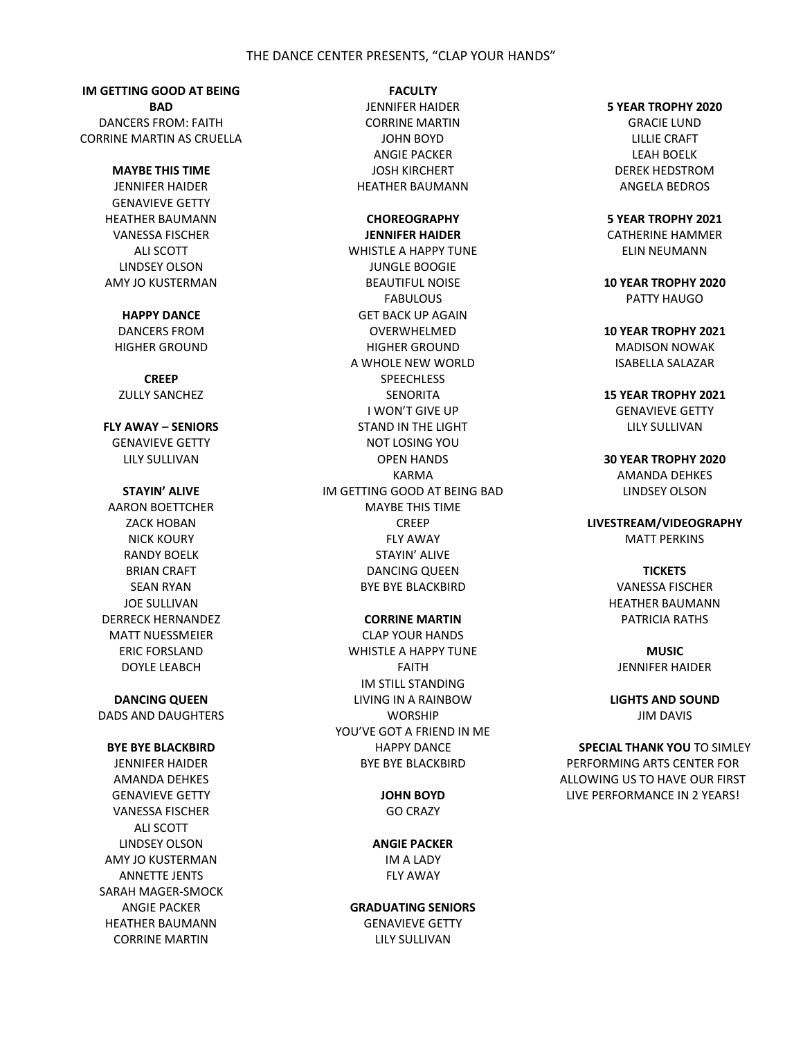THE DANCE CENTER PRESENTS, "CLAP YOUR HANDS"

**IM GETTING GOOD AT BEING BAD**
DANCERS FROM: FAITH
CORRINE MARTIN AS CRUELLA

**MAYBE THIS TIME**
JENNIFER HAIDER
GENAVIEVE GETTY
HEATHER BAUMANN
VANESSA FISCHER
ALI SCOTT
LINDSEY OLSON
AMY JO KUSTERMAN

**HAPPY DANCE**
DANCERS FROM
HIGHER GROUND

**CREEP**
ZULLY SANCHEZ

**FLY AWAY – SENIORS**
GENAVIEVE GETTY
LILY SULLIVAN

**STAYIN' ALIVE**
AARON BOETTCHER
ZACK HOBAN
NICK KOURY
RANDY BOELK
BRIAN CRAFT
SEAN RYAN
JOE SULLIVAN
DERRECK HERNANDEZ
MATT NUESSMEIER
ERIC FORSLAND
DOYLE LEABCH

**DANCING QUEEN**
DADS AND DAUGHTERS

**BYE BYE BLACKBIRD**
JENNIFER HAIDER
AMANDA DEHKES
GENAVIEVE GETTY
VANESSA FISCHER
ALI SCOTT
LINDSEY OLSON
AMY JO KUSTERMAN
ANNETTE JENTS
SARAH MAGER-SMOCK
ANGIE PACKER
HEATHER BAUMANN
CORRINE MARTIN

**FACULTY**
JENNIFER HAIDER
CORRINE MARTIN
JOHN BOYD
ANGIE PACKER
JOSH KIRCHERT
HEATHER BAUMANN

**CHOREOGRAPHY**
**JENNIFER HAIDER**
WHISTLE A HAPPY TUNE
JUNGLE BOOGIE
BEAUTIFUL NOISE
FABULOUS
GET BACK UP AGAIN
OVERWHELMED
HIGHER GROUND
A WHOLE NEW WORLD
SPEECHLESS
SENORITA
I WON'T GIVE UP
STAND IN THE LIGHT
NOT LOSING YOU
OPEN HANDS
KARMA
IM GETTING GOOD AT BEING BAD
MAYBE THIS TIME
CREEP
FLY AWAY
STAYIN' ALIVE
DANCING QUEEN
BYE BYE BLACKBIRD

**CORRINE MARTIN**
CLAP YOUR HANDS
WHISTLE A HAPPY TUNE
FAITH
IM STILL STANDING
LIVING IN A RAINBOW
WORSHIP
YOU'VE GOT A FRIEND IN ME
HAPPY DANCE
BYE BYE BLACKBIRD

**JOHN BOYD**
GO CRAZY

**ANGIE PACKER**
IM A LADY
FLY AWAY

**GRADUATING SENIORS**
GENAVIEVE GETTY
LILY SULLIVAN

**5 YEAR TROPHY 2020**
GRACIE LUND
LILLIE CRAFT
LEAH BOELK
DEREK HEDSTROM
ANGELA BEDROS

**5 YEAR TROPHY 2021**
CATHERINE HAMMER
ELIN NEUMANN

**10 YEAR TROPHY 2020**
PATTY HAUGO

**10 YEAR TROPHY 2021**
MADISON NOWAK
ISABELLA SALAZAR

**15 YEAR TROPHY 2021**
GENAVIEVE GETTY
LILY SULLIVAN

**30 YEAR TROPHY 2020**
AMANDA DEHKES
LINDSEY OLSON

**LIVESTREAM/VIDEOGRAPHY**
MATT PERKINS

**TICKETS**
VANESSA FISCHER
HEATHER BAUMANN
PATRICIA RATHS

**MUSIC**
JENNIFER HAIDER

**LIGHTS AND SOUND**
JIM DAVIS

**SPECIAL THANK YOU** TO SIMLEY PERFORMING ARTS CENTER FOR ALLOWING US TO HAVE OUR FIRST LIVE PERFORMANCE IN 2 YEARS!